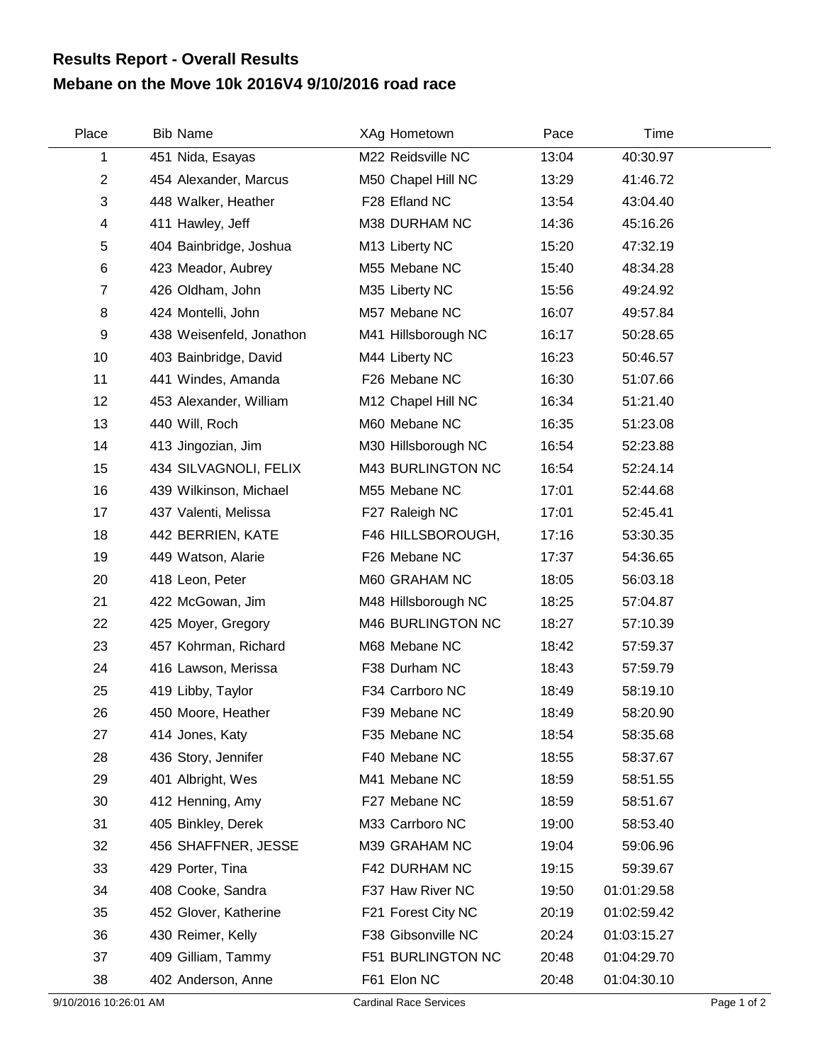## Results Report - Overall Results
## Mebane on the Move 10k 2016V4 9/10/2016 road race

| Place | Bib | Name | XAg | Hometown | Pace | Time |
|---|---|---|---|---|---|---|
| 1 | 451 | Nida, Esayas | M22 | Reidsville NC | 13:04 | 40:30.97 |
| 2 | 454 | Alexander, Marcus | M50 | Chapel Hill NC | 13:29 | 41:46.72 |
| 3 | 448 | Walker, Heather | F28 | Efland NC | 13:54 | 43:04.40 |
| 4 | 411 | Hawley, Jeff | M38 | DURHAM NC | 14:36 | 45:16.26 |
| 5 | 404 | Bainbridge, Joshua | M13 | Liberty NC | 15:20 | 47:32.19 |
| 6 | 423 | Meador, Aubrey | M55 | Mebane NC | 15:40 | 48:34.28 |
| 7 | 426 | Oldham, John | M35 | Liberty NC | 15:56 | 49:24.92 |
| 8 | 424 | Montelli, John | M57 | Mebane NC | 16:07 | 49:57.84 |
| 9 | 438 | Weisenfeld, Jonathon | M41 | Hillsborough NC | 16:17 | 50:28.65 |
| 10 | 403 | Bainbridge, David | M44 | Liberty NC | 16:23 | 50:46.57 |
| 11 | 441 | Windes, Amanda | F26 | Mebane NC | 16:30 | 51:07.66 |
| 12 | 453 | Alexander, William | M12 | Chapel Hill NC | 16:34 | 51:21.40 |
| 13 | 440 | Will, Roch | M60 | Mebane NC | 16:35 | 51:23.08 |
| 14 | 413 | Jingozian, Jim | M30 | Hillsborough NC | 16:54 | 52:23.88 |
| 15 | 434 | SILVAGNOLI, FELIX | M43 | BURLINGTON NC | 16:54 | 52:24.14 |
| 16 | 439 | Wilkinson, Michael | M55 | Mebane NC | 17:01 | 52:44.68 |
| 17 | 437 | Valenti, Melissa | F27 | Raleigh NC | 17:01 | 52:45.41 |
| 18 | 442 | BERRIEN, KATE | F46 | HILLSBOROUGH, | 17:16 | 53:30.35 |
| 19 | 449 | Watson, Alarie | F26 | Mebane NC | 17:37 | 54:36.65 |
| 20 | 418 | Leon, Peter | M60 | GRAHAM NC | 18:05 | 56:03.18 |
| 21 | 422 | McGowan, Jim | M48 | Hillsborough NC | 18:25 | 57:04.87 |
| 22 | 425 | Moyer, Gregory | M46 | BURLINGTON NC | 18:27 | 57:10.39 |
| 23 | 457 | Kohrman, Richard | M68 | Mebane NC | 18:42 | 57:59.37 |
| 24 | 416 | Lawson, Merissa | F38 | Durham NC | 18:43 | 57:59.79 |
| 25 | 419 | Libby, Taylor | F34 | Carrboro NC | 18:49 | 58:19.10 |
| 26 | 450 | Moore, Heather | F39 | Mebane NC | 18:49 | 58:20.90 |
| 27 | 414 | Jones, Katy | F35 | Mebane NC | 18:54 | 58:35.68 |
| 28 | 436 | Story, Jennifer | F40 | Mebane NC | 18:55 | 58:37.67 |
| 29 | 401 | Albright, Wes | M41 | Mebane NC | 18:59 | 58:51.55 |
| 30 | 412 | Henning, Amy | F27 | Mebane NC | 18:59 | 58:51.67 |
| 31 | 405 | Binkley, Derek | M33 | Carrboro NC | 19:00 | 58:53.40 |
| 32 | 456 | SHAFFNER, JESSE | M39 | GRAHAM NC | 19:04 | 59:06.96 |
| 33 | 429 | Porter, Tina | F42 | DURHAM NC | 19:15 | 59:39.67 |
| 34 | 408 | Cooke, Sandra | F37 | Haw River NC | 19:50 | 01:01:29.58 |
| 35 | 452 | Glover, Katherine | F21 | Forest City NC | 20:19 | 01:02:59.42 |
| 36 | 430 | Reimer, Kelly | F38 | Gibsonville NC | 20:24 | 01:03:15.27 |
| 37 | 409 | Gilliam, Tammy | F51 | BURLINGTON NC | 20:48 | 01:04:29.70 |
| 38 | 402 | Anderson, Anne | F61 | Elon NC | 20:48 | 01:04:30.10 |

9/10/2016 10:26:01 AM Cardinal Race Services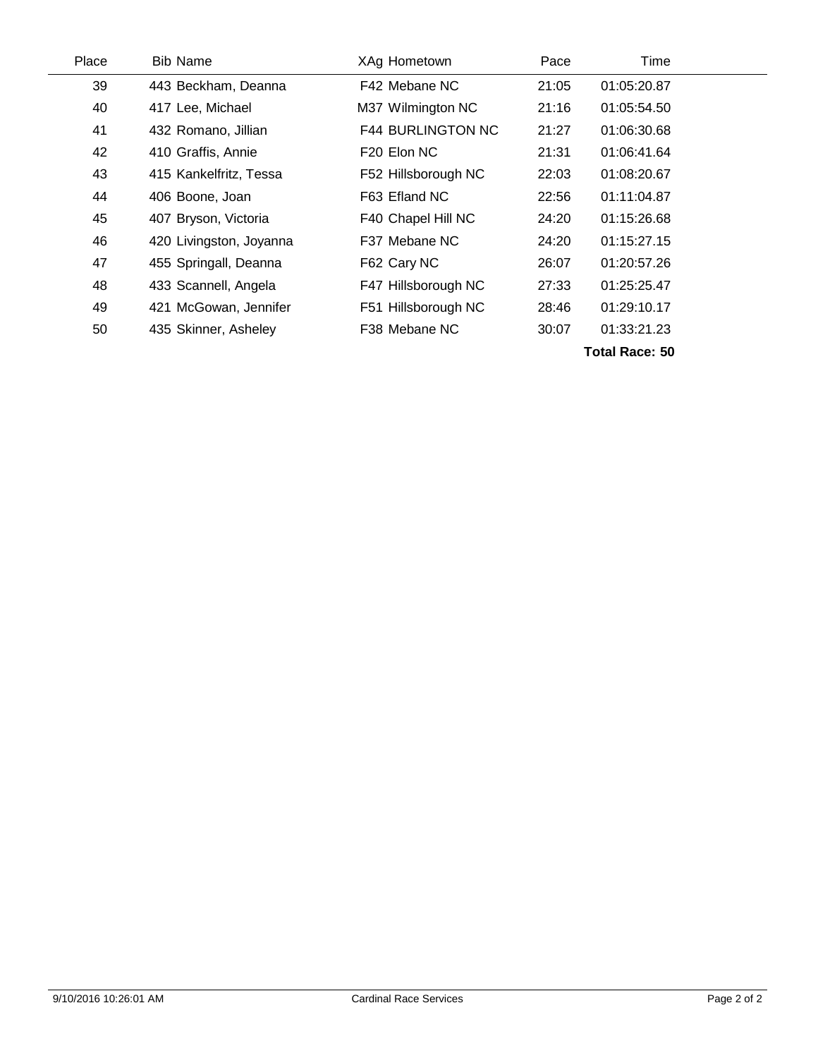| Place | Bib | Name | XAg | Hometown | Pace | Time |
|---|---|---|---|---|---|---|
| 39 | 443 | Beckham, Deanna | F42 | Mebane NC | 21:05 | 01:05:20.87 |
| 40 | 417 | Lee, Michael | M37 | Wilmington NC | 21:16 | 01:05:54.50 |
| 41 | 432 | Romano, Jillian | F44 | BURLINGTON NC | 21:27 | 01:06:30.68 |
| 42 | 410 | Graffis, Annie | F20 | Elon NC | 21:31 | 01:06:41.64 |
| 43 | 415 | Kankelfritz, Tessa | F52 | Hillsborough NC | 22:03 | 01:08:20.67 |
| 44 | 406 | Boone, Joan | F63 | Efland NC | 22:56 | 01:11:04.87 |
| 45 | 407 | Bryson, Victoria | F40 | Chapel Hill NC | 24:20 | 01:15:26.68 |
| 46 | 420 | Livingston, Joyanna | F37 | Mebane NC | 24:20 | 01:15:27.15 |
| 47 | 455 | Springall, Deanna | F62 | Cary NC | 26:07 | 01:20:57.26 |
| 48 | 433 | Scannell, Angela | F47 | Hillsborough NC | 27:33 | 01:25:25.47 |
| 49 | 421 | McGowan, Jennifer | F51 | Hillsborough NC | 28:46 | 01:29:10.17 |
| 50 | 435 | Skinner, Asheley | F38 | Mebane NC | 30:07 | 01:33:21.23 |

**Total Race: 50**